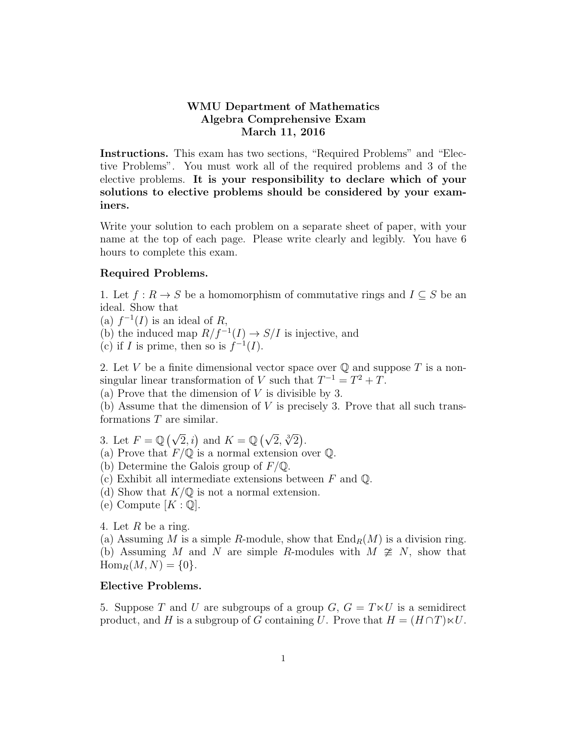# WMU Department of Mathematics
# Algebra Comprehensive Exam
# March 11, 2016

**Instructions.** This exam has two sections, "Required Problems" and "Elective Problems". You must work all of the required problems and 3 of the elective problems. **It is your responsibility to declare which of your solutions to elective problems should be considered by your examiners.**

Write your solution to each problem on a separate sheet of paper, with your name at the top of each page. Please write clearly and legibly. You have 6 hours to complete this exam.

**Required Problems.**

1. Let $f : R \to S$ be a homomorphism of commutative rings and $I \subseteq S$ be an ideal. Show that
(a) $f^{-1}(I)$ is an ideal of $R$,
(b) the induced map $R/f^{-1}(I) \to S/I$ is injective, and
(c) if $I$ is prime, then so is $f^{-1}(I)$.

2. Let $V$ be a finite dimensional vector space over $\mathbb{Q}$ and suppose $T$ is a nonsingular linear transformation of $V$ such that $T^{-1} = T^2 + T$.
(a) Prove that the dimension of $V$ is divisible by 3.
(b) Assume that the dimension of $V$ is precisely 3. Prove that all such transformations $T$ are similar.

3. Let $F = \mathbb{Q}\left(\sqrt{2}, i\right)$ and $K = \mathbb{Q}\left(\sqrt{2}, \sqrt[3]{2}\right)$.
(a) Prove that $F/\mathbb{Q}$ is a normal extension over $\mathbb{Q}$.
(b) Determine the Galois group of $F/\mathbb{Q}$.
(c) Exhibit all intermediate extensions between $F$ and $\mathbb{Q}$.
(d) Show that $K/\mathbb{Q}$ is not a normal extension.
(e) Compute $[K : \mathbb{Q}]$.

4. Let $R$ be a ring.
(a) Assuming $M$ is a simple $R$-module, show that $\mathrm{End}_R(M)$ is a division ring.
(b) Assuming $M$ and $N$ are simple $R$-modules with $M \not\cong N$, show that $\mathrm{Hom}_R(M, N) = \{0\}$.

**Elective Problems.**

5. Suppose $T$ and $U$ are subgroups of a group $G$, $G = T \ltimes U$ is a semidirect product, and $H$ is a subgroup of $G$ containing $U$. Prove that $H = (H \cap T) \ltimes U$.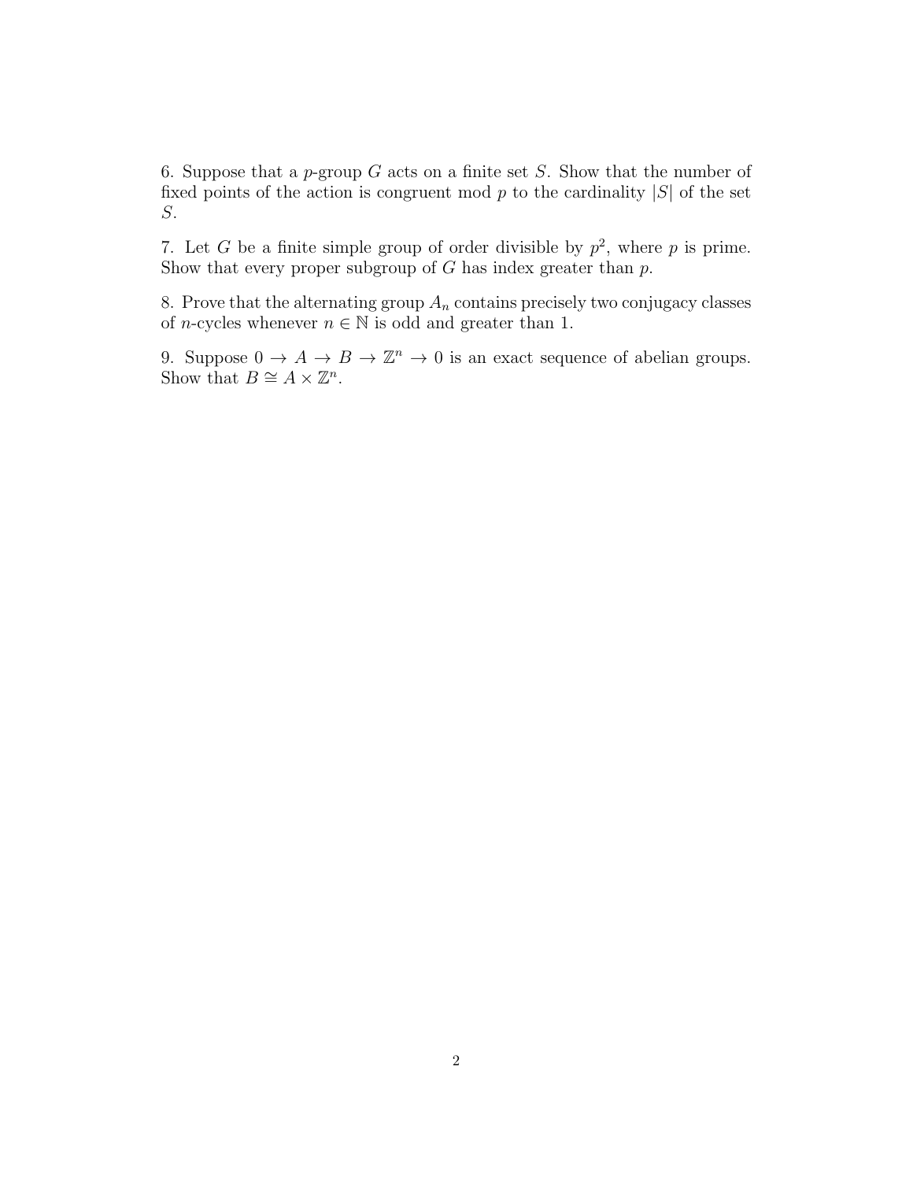6. Suppose that a $p$-group $G$ acts on a finite set $S$. Show that the number of fixed points of the action is congruent mod $p$ to the cardinality $|S|$ of the set $S$.

7. Let $G$ be a finite simple group of order divisible by $p^2$, where $p$ is prime. Show that every proper subgroup of $G$ has index greater than $p$.

8. Prove that the alternating group $A_n$ contains precisely two conjugacy classes of $n$-cycles whenever $n \in \mathbb{N}$ is odd and greater than 1.

9. Suppose $0 \to A \to B \to \mathbb{Z}^n \to 0$ is an exact sequence of abelian groups. Show that $B \cong A \times \mathbb{Z}^n$.